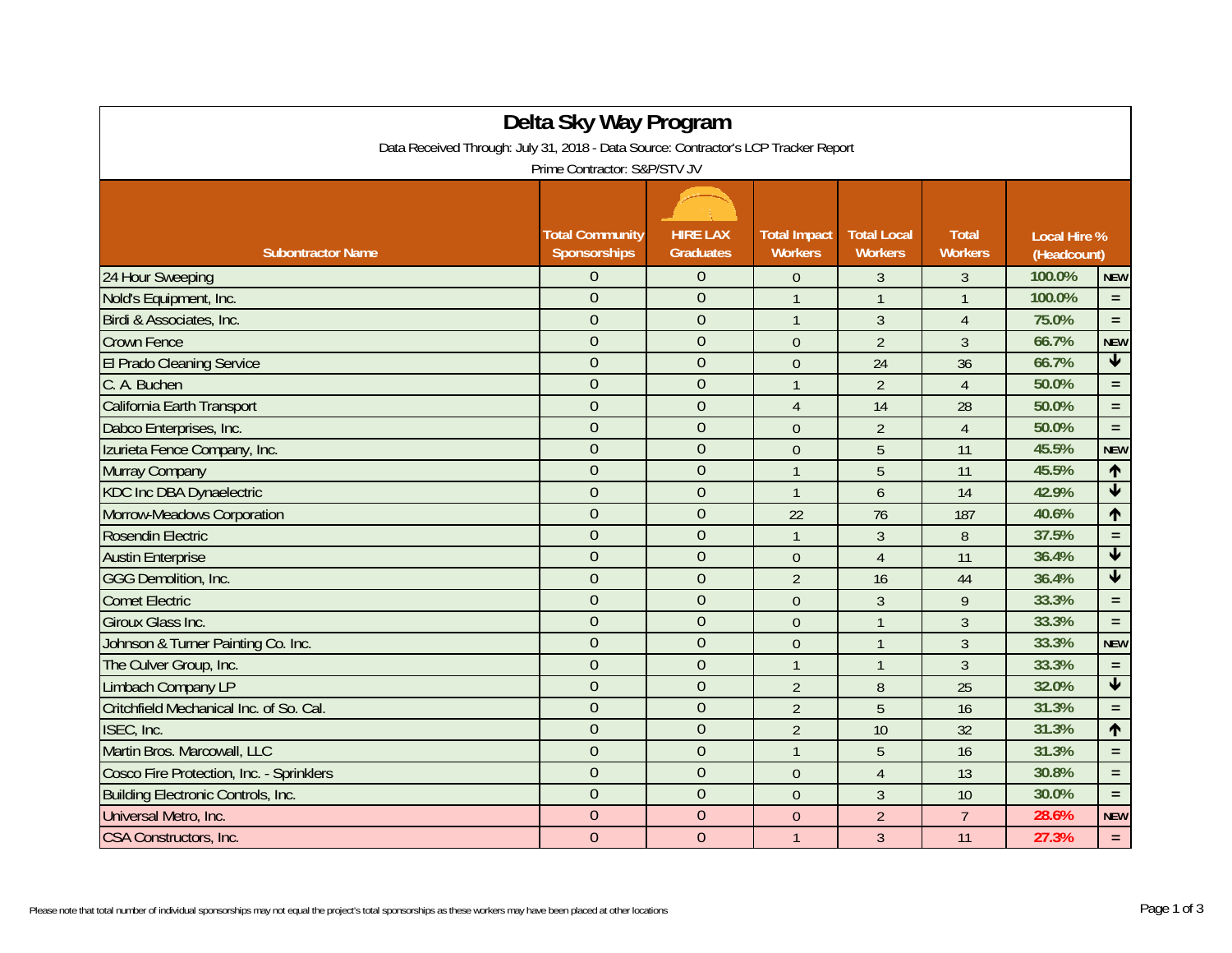# Delta Sky Way Program

Data Received Through: July 31, 2018 - Data Source: Contractor's LCP Tracker Report

Prime Contractor: S&P/STV JV

| Subontractor Name | Total Community Sponsorships | HIRE LAX Graduates | Total Impact Workers | Total Local Workers | Total Workers | Local Hire % (Headcount) | |
|---|---|---|---|---|---|---|---|
| 24 Hour Sweeping | 0 | 0 | 0 | 3 | 3 | 100.0% | NEW |
| Nold's Equipment, Inc. | 0 | 0 | 1 | 1 | 1 | 100.0% | = |
| Birdi & Associates, Inc. | 0 | 0 | 1 | 3 | 4 | 75.0% | = |
| Crown Fence | 0 | 0 | 0 | 2 | 3 | 66.7% | NEW |
| El Prado Cleaning Service | 0 | 0 | 0 | 24 | 36 | 66.7% | ↓ |
| C. A. Buchen | 0 | 0 | 1 | 2 | 4 | 50.0% | = |
| California Earth Transport | 0 | 0 | 4 | 14 | 28 | 50.0% | = |
| Dabco Enterprises, Inc. | 0 | 0 | 0 | 2 | 4 | 50.0% | = |
| Izurieta Fence Company, Inc. | 0 | 0 | 0 | 5 | 11 | 45.5% | NEW |
| Murray Company | 0 | 0 | 1 | 5 | 11 | 45.5% | ↑ |
| KDC Inc DBA Dynaelectric | 0 | 0 | 1 | 6 | 14 | 42.9% | ↓ |
| Morrow-Meadows Corporation | 0 | 0 | 22 | 76 | 187 | 40.6% | ↑ |
| Rosendin Electric | 0 | 0 | 1 | 3 | 8 | 37.5% | = |
| Austin Enterprise | 0 | 0 | 0 | 4 | 11 | 36.4% | ↓ |
| GGG Demolition, Inc. | 0 | 0 | 2 | 16 | 44 | 36.4% | ↓ |
| Comet Electric | 0 | 0 | 0 | 3 | 9 | 33.3% | = |
| Giroux Glass Inc. | 0 | 0 | 0 | 1 | 3 | 33.3% | = |
| Johnson & Turner Painting Co. Inc. | 0 | 0 | 0 | 1 | 3 | 33.3% | NEW |
| The Culver Group, Inc. | 0 | 0 | 1 | 1 | 3 | 33.3% | = |
| Limbach Company LP | 0 | 0 | 2 | 8 | 25 | 32.0% | ↓ |
| Critchfield Mechanical Inc. of So. Cal. | 0 | 0 | 2 | 5 | 16 | 31.3% | = |
| ISEC, Inc. | 0 | 0 | 2 | 10 | 32 | 31.3% | ↑ |
| Martin Bros. Marcowall, LLC | 0 | 0 | 1 | 5 | 16 | 31.3% | = |
| Cosco Fire Protection, Inc. - Sprinklers | 0 | 0 | 0 | 4 | 13 | 30.8% | = |
| Building Electronic Controls, Inc. | 0 | 0 | 0 | 3 | 10 | 30.0% | = |
| Universal Metro, Inc. | 0 | 0 | 0 | 2 | 7 | 28.6% | NEW |
| CSA Constructors, Inc. | 0 | 0 | 1 | 3 | 11 | 27.3% | = |

Please note that total number of individual sponsorships may not equal the project's total sponsorships as these workers may have been placed at other locations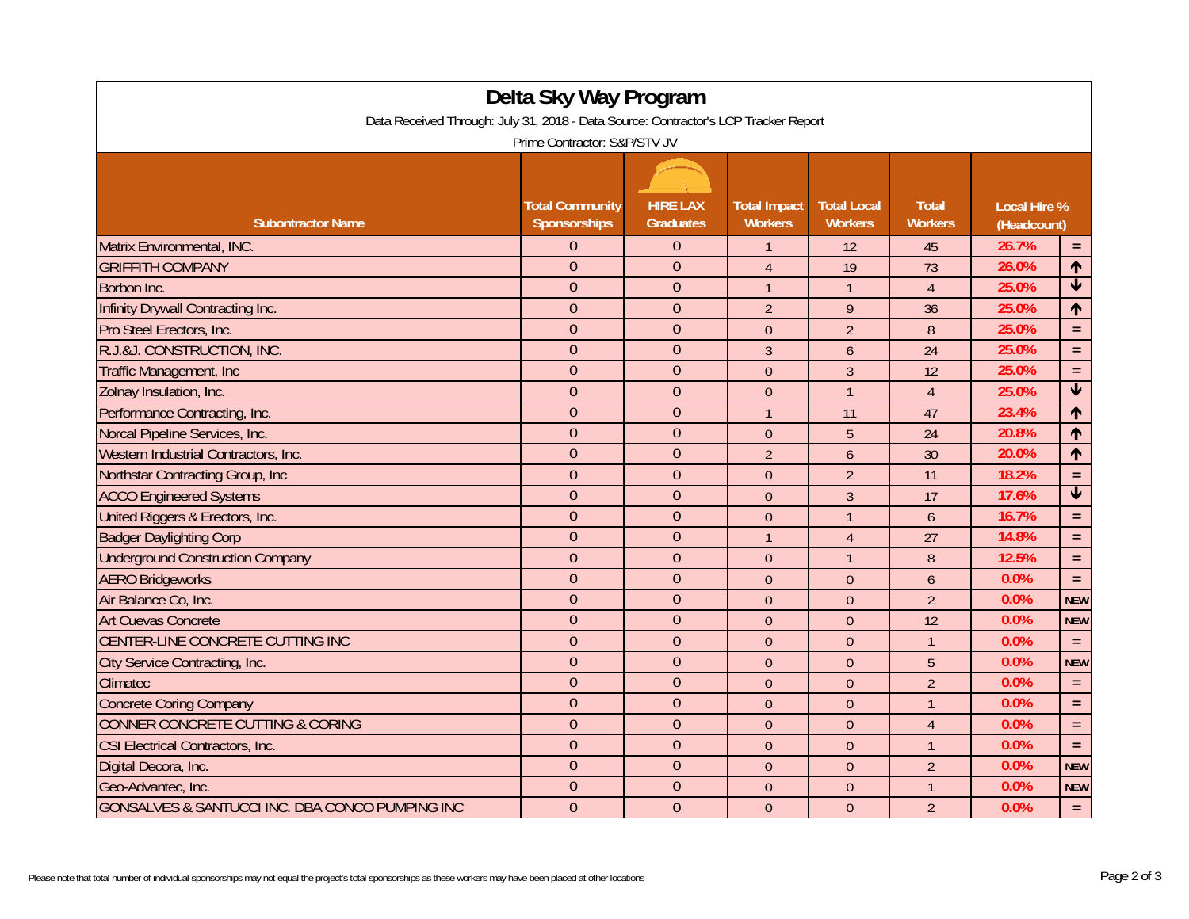# Delta Sky Way Program

Data Received Through: July 31, 2018 - Data Source: Contractor's LCP Tracker Report

Prime Contractor: S&P/STV JV

| Subontractor Name | Total Community Sponsorships | HIRE LAX Graduates | Total Impact Workers | Total Local Workers | Total Workers | Local Hire % (Headcount) | |
|---|---|---|---|---|---|---|---|
| Matrix Environmental, INC. | 0 | 0 | 1 | 12 | 45 | 26.7% | = |
| GRIFFITH COMPANY | 0 | 0 | 4 | 19 | 73 | 26.0% | ↑ |
| Borbon Inc. | 0 | 0 | 1 | 1 | 4 | 25.0% | ↓ |
| Infinity Drywall Contracting Inc. | 0 | 0 | 2 | 9 | 36 | 25.0% | ↑ |
| Pro Steel Erectors, Inc. | 0 | 0 | 0 | 2 | 8 | 25.0% | = |
| R.J.&J. CONSTRUCTION, INC. | 0 | 0 | 3 | 6 | 24 | 25.0% | = |
| Traffic Management, Inc | 0 | 0 | 0 | 3 | 12 | 25.0% | = |
| Zolnay Insulation, Inc. | 0 | 0 | 0 | 1 | 4 | 25.0% | ↓ |
| Performance Contracting, Inc. | 0 | 0 | 1 | 11 | 47 | 23.4% | ↑ |
| Norcal Pipeline Services, Inc. | 0 | 0 | 0 | 5 | 24 | 20.8% | ↑ |
| Western Industrial Contractors, Inc. | 0 | 0 | 2 | 6 | 30 | 20.0% | ↑ |
| Northstar Contracting Group, Inc | 0 | 0 | 0 | 2 | 11 | 18.2% | = |
| ACCO Engineered Systems | 0 | 0 | 0 | 3 | 17 | 17.6% | ↓ |
| United Riggers & Erectors, Inc. | 0 | 0 | 0 | 1 | 6 | 16.7% | = |
| Badger Daylighting Corp | 0 | 0 | 1 | 4 | 27 | 14.8% | = |
| Underground Construction Company | 0 | 0 | 0 | 1 | 8 | 12.5% | = |
| AERO Bridgeworks | 0 | 0 | 0 | 0 | 6 | 0.0% | = |
| Air Balance Co, Inc. | 0 | 0 | 0 | 0 | 2 | 0.0% | NEW |
| Art Cuevas Concrete | 0 | 0 | 0 | 0 | 12 | 0.0% | NEW |
| CENTER-LINE CONCRETE CUTTING INC | 0 | 0 | 0 | 0 | 1 | 0.0% | = |
| City Service Contracting, Inc. | 0 | 0 | 0 | 0 | 5 | 0.0% | NEW |
| Climatec | 0 | 0 | 0 | 0 | 2 | 0.0% | = |
| Concrete Coring Company | 0 | 0 | 0 | 0 | 1 | 0.0% | = |
| CONNER CONCRETE CUTTING & CORING | 0 | 0 | 0 | 0 | 4 | 0.0% | = |
| CSI Electrical Contractors, Inc. | 0 | 0 | 0 | 0 | 1 | 0.0% | = |
| Digital Decora, Inc. | 0 | 0 | 0 | 0 | 2 | 0.0% | NEW |
| Geo-Advantec, Inc. | 0 | 0 | 0 | 0 | 1 | 0.0% | NEW |
| GONSALVES & SANTUCCI INC. DBA CONCO PUMPING INC | 0 | 0 | 0 | 0 | 2 | 0.0% | = |

Please note that total number of individual sponsorships may not equal the project's total sponsorships as these workers may have been placed at other locations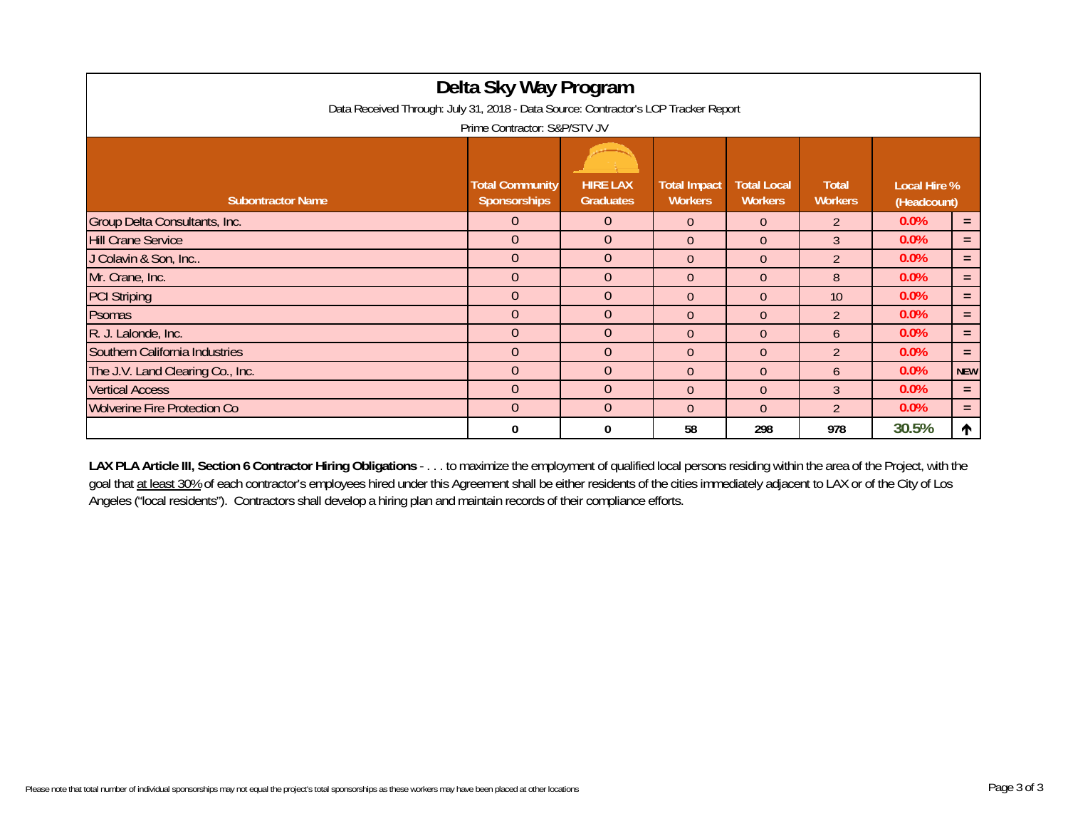# Delta Sky Way Program

Data Received Through: July 31, 2018 - Data Source: Contractor's LCP Tracker Report

Prime Contractor: S&P/STV JV

| Subontractor Name | Total Community Sponsorships | HIRE LAX Graduates | Total Impact Workers | Total Local Workers | Total Workers | Local Hire % (Headcount) | |
|---|---|---|---|---|---|---|---|
| Group Delta Consultants, Inc. | 0 | 0 | 0 | 0 | 2 | 0.0% | = |
| Hill Crane Service | 0 | 0 | 0 | 0 | 3 | 0.0% | = |
| J Colavin & Son, Inc.. | 0 | 0 | 0 | 0 | 2 | 0.0% | = |
| Mr. Crane, Inc. | 0 | 0 | 0 | 0 | 8 | 0.0% | = |
| PCI Striping | 0 | 0 | 0 | 0 | 10 | 0.0% | = |
| Psomas | 0 | 0 | 0 | 0 | 2 | 0.0% | = |
| R. J. Lalonde, Inc. | 0 | 0 | 0 | 0 | 6 | 0.0% | = |
| Southern California Industries | 0 | 0 | 0 | 0 | 2 | 0.0% | = |
| The J.V. Land Clearing Co., Inc. | 0 | 0 | 0 | 0 | 6 | 0.0% | NEW |
| Vertical Access | 0 | 0 | 0 | 0 | 3 | 0.0% | = |
| Wolverine Fire Protection Co | 0 | 0 | 0 | 0 | 2 | 0.0% | = |
| | **0** | **0** | **58** | **298** | **978** | **30.5%** | ↑ |

**LAX PLA Article III, Section 6 Contractor Hiring Obligations** - . . . to maximize the employment of qualified local persons residing within the area of the Project, with the goal that at least 30% of each contractor's employees hired under this Agreement shall be either residents of the cities immediately adjacent to LAX or of the City of Los Angeles ("local residents"). Contractors shall develop a hiring plan and maintain records of their compliance efforts.

Please note that total number of individual sponsorships may not equal the project's total sponsorships as these workers may have been placed at other locations